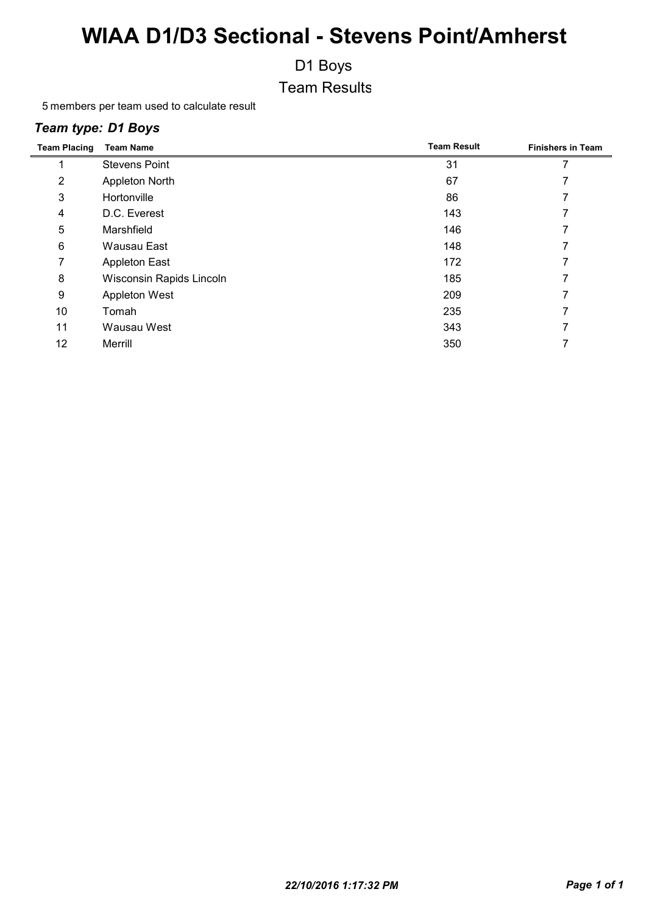# WIAA D1/D3 Sectional - Stevens Point/Amherst

## D1 Boys

## Team Results

5 members per team used to calculate result

### *Team type: D1 Boys*

| Team Placing | Team Name | Team Result | Finishers in Team |
|---|---|---|---|
| 1 | Stevens Point | 31 | 7 |
| 2 | Appleton North | 67 | 7 |
| 3 | Hortonville | 86 | 7 |
| 4 | D.C. Everest | 143 | 7 |
| 5 | Marshfield | 146 | 7 |
| 6 | Wausau East | 148 | 7 |
| 7 | Appleton East | 172 | 7 |
| 8 | Wisconsin Rapids Lincoln | 185 | 7 |
| 9 | Appleton West | 209 | 7 |
| 10 | Tomah | 235 | 7 |
| 11 | Wausau West | 343 | 7 |
| 12 | Merrill | 350 | 7 |

*22/10/2016 1:17:32 PM*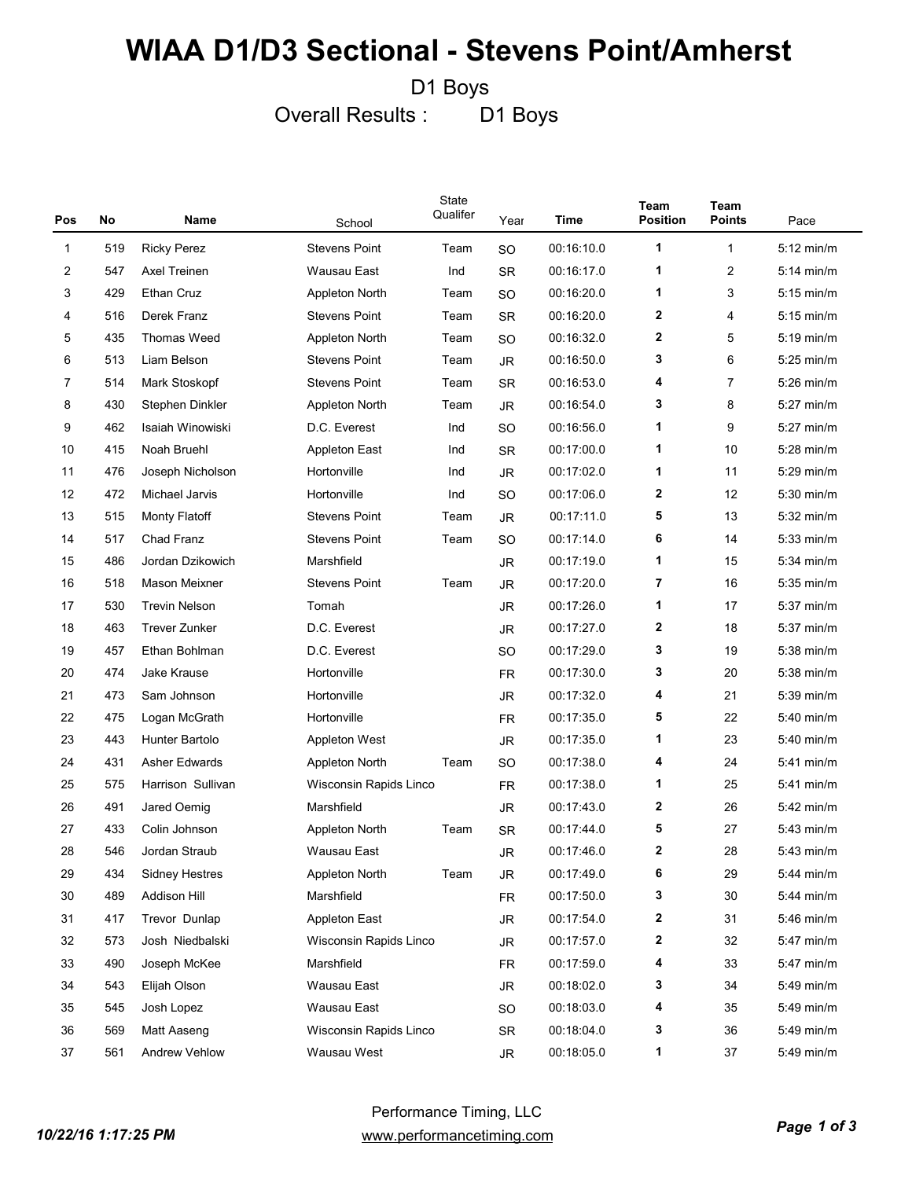# WIAA D1/D3 Sectional - Stevens Point/Amherst

D1 Boys

Overall Results : D1 Boys

| Pos | No | Name | School | State Qualifer | Year | Time | Team Position | Team Points | Pace |
|---|---|---|---|---|---|---|---|---|---|
| 1 | 519 | Ricky Perez | Stevens Point | Team | SO | 00:16:10.0 | 1 | 1 | 5:12 min/m |
| 2 | 547 | Axel Treinen | Wausau East | Ind | SR | 00:16:17.0 | 1 | 2 | 5:14 min/m |
| 3 | 429 | Ethan Cruz | Appleton North | Team | SO | 00:16:20.0 | 1 | 3 | 5:15 min/m |
| 4 | 516 | Derek Franz | Stevens Point | Team | SR | 00:16:20.0 | 2 | 4 | 5:15 min/m |
| 5 | 435 | Thomas Weed | Appleton North | Team | SO | 00:16:32.0 | 2 | 5 | 5:19 min/m |
| 6 | 513 | Liam Belson | Stevens Point | Team | JR | 00:16:50.0 | 3 | 6 | 5:25 min/m |
| 7 | 514 | Mark Stoskopf | Stevens Point | Team | SR | 00:16:53.0 | 4 | 7 | 5:26 min/m |
| 8 | 430 | Stephen Dinkler | Appleton North | Team | JR | 00:16:54.0 | 3 | 8 | 5:27 min/m |
| 9 | 462 | Isaiah Winowiski | D.C. Everest | Ind | SO | 00:16:56.0 | 1 | 9 | 5:27 min/m |
| 10 | 415 | Noah Bruehl | Appleton East | Ind | SR | 00:17:00.0 | 1 | 10 | 5:28 min/m |
| 11 | 476 | Joseph Nicholson | Hortonville | Ind | JR | 00:17:02.0 | 1 | 11 | 5:29 min/m |
| 12 | 472 | Michael Jarvis | Hortonville | Ind | SO | 00:17:06.0 | 2 | 12 | 5:30 min/m |
| 13 | 515 | Monty Flatoff | Stevens Point | Team | JR | 00:17:11.0 | 5 | 13 | 5:32 min/m |
| 14 | 517 | Chad Franz | Stevens Point | Team | SO | 00:17:14.0 | 6 | 14 | 5:33 min/m |
| 15 | 486 | Jordan Dzikowich | Marshfield | | JR | 00:17:19.0 | 1 | 15 | 5:34 min/m |
| 16 | 518 | Mason Meixner | Stevens Point | Team | JR | 00:17:20.0 | 7 | 16 | 5:35 min/m |
| 17 | 530 | Trevin Nelson | Tomah | | JR | 00:17:26.0 | 1 | 17 | 5:37 min/m |
| 18 | 463 | Trever Zunker | D.C. Everest | | JR | 00:17:27.0 | 2 | 18 | 5:37 min/m |
| 19 | 457 | Ethan Bohlman | D.C. Everest | | SO | 00:17:29.0 | 3 | 19 | 5:38 min/m |
| 20 | 474 | Jake Krause | Hortonville | | FR | 00:17:30.0 | 3 | 20 | 5:38 min/m |
| 21 | 473 | Sam Johnson | Hortonville | | JR | 00:17:32.0 | 4 | 21 | 5:39 min/m |
| 22 | 475 | Logan McGrath | Hortonville | | FR | 00:17:35.0 | 5 | 22 | 5:40 min/m |
| 23 | 443 | Hunter Bartolo | Appleton West | | JR | 00:17:35.0 | 1 | 23 | 5:40 min/m |
| 24 | 431 | Asher Edwards | Appleton North | Team | SO | 00:17:38.0 | 4 | 24 | 5:41 min/m |
| 25 | 575 | Harrison Sullivan | Wisconsin Rapids Linco | | FR | 00:17:38.0 | 1 | 25 | 5:41 min/m |
| 26 | 491 | Jared Oemig | Marshfield | | JR | 00:17:43.0 | 2 | 26 | 5:42 min/m |
| 27 | 433 | Colin Johnson | Appleton North | Team | SR | 00:17:44.0 | 5 | 27 | 5:43 min/m |
| 28 | 546 | Jordan Straub | Wausau East | | JR | 00:17:46.0 | 2 | 28 | 5:43 min/m |
| 29 | 434 | Sidney Hestres | Appleton North | Team | JR | 00:17:49.0 | 6 | 29 | 5:44 min/m |
| 30 | 489 | Addison Hill | Marshfield | | FR | 00:17:50.0 | 3 | 30 | 5:44 min/m |
| 31 | 417 | Trevor Dunlap | Appleton East | | JR | 00:17:54.0 | 2 | 31 | 5:46 min/m |
| 32 | 573 | Josh Niedbalski | Wisconsin Rapids Linco | | JR | 00:17:57.0 | 2 | 32 | 5:47 min/m |
| 33 | 490 | Joseph McKee | Marshfield | | FR | 00:17:59.0 | 4 | 33 | 5:47 min/m |
| 34 | 543 | Elijah Olson | Wausau East | | JR | 00:18:02.0 | 3 | 34 | 5:49 min/m |
| 35 | 545 | Josh Lopez | Wausau East | | SO | 00:18:03.0 | 4 | 35 | 5:49 min/m |
| 36 | 569 | Matt Aaseng | Wisconsin Rapids Linco | | SR | 00:18:04.0 | 3 | 36 | 5:49 min/m |
| 37 | 561 | Andrew Vehlow | Wausau West | | JR | 00:18:05.0 | 1 | 37 | 5:49 min/m |

10/22/16 1:17:25 PM

Performance Timing, LLC
www.performancetiming.com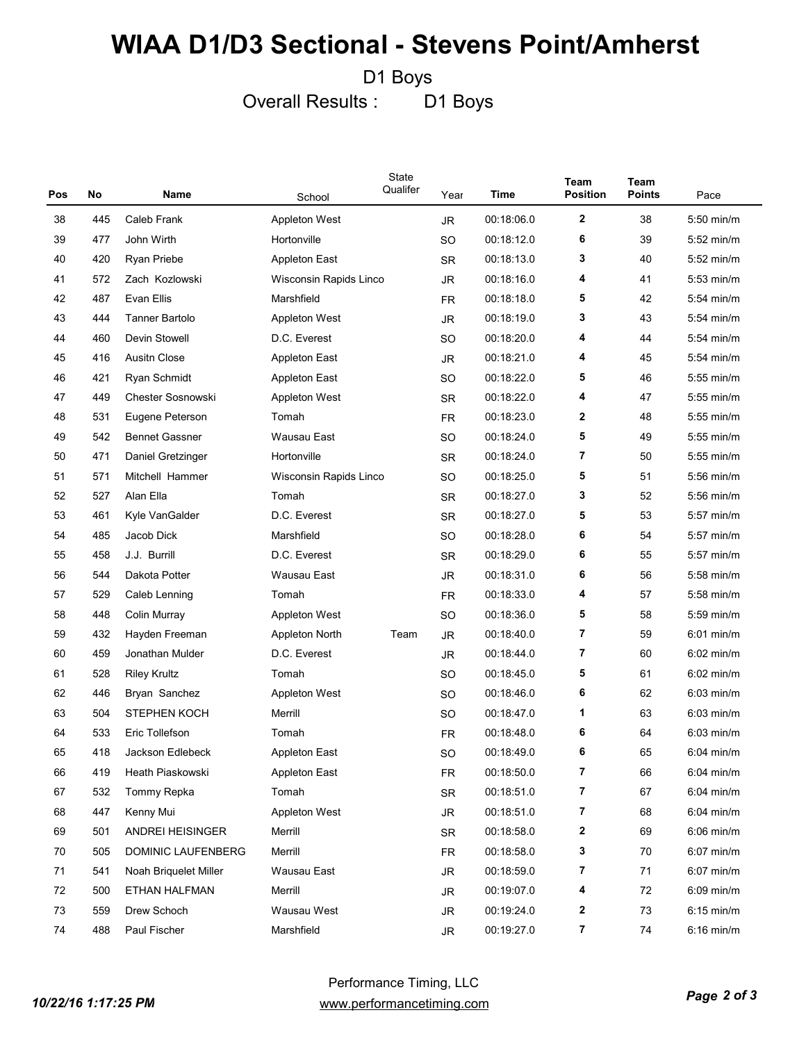# WIAA D1/D3 Sectional - Stevens Point/Amherst

D1 Boys

Overall Results : D1 Boys

| Pos | No | Name | School | State Qualifer | Year | Time | Team Position | Team Points | Pace |
|---|---|---|---|---|---|---|---|---|---|
| 38 | 445 | Caleb Frank | Appleton West | | JR | 00:18:06.0 | **2** | 38 | 5:50 min/m |
| 39 | 477 | John Wirth | Hortonville | | SO | 00:18:12.0 | **6** | 39 | 5:52 min/m |
| 40 | 420 | Ryan Priebe | Appleton East | | SR | 00:18:13.0 | **3** | 40 | 5:52 min/m |
| 41 | 572 | Zach Kozlowski | Wisconsin Rapids Linco | | JR | 00:18:16.0 | **4** | 41 | 5:53 min/m |
| 42 | 487 | Evan Ellis | Marshfield | | FR | 00:18:18.0 | **5** | 42 | 5:54 min/m |
| 43 | 444 | Tanner Bartolo | Appleton West | | JR | 00:18:19.0 | **3** | 43 | 5:54 min/m |
| 44 | 460 | Devin Stowell | D.C. Everest | | SO | 00:18:20.0 | **4** | 44 | 5:54 min/m |
| 45 | 416 | Ausitn Close | Appleton East | | JR | 00:18:21.0 | **4** | 45 | 5:54 min/m |
| 46 | 421 | Ryan Schmidt | Appleton East | | SO | 00:18:22.0 | **5** | 46 | 5:55 min/m |
| 47 | 449 | Chester Sosnowski | Appleton West | | SR | 00:18:22.0 | **4** | 47 | 5:55 min/m |
| 48 | 531 | Eugene Peterson | Tomah | | FR | 00:18:23.0 | **2** | 48 | 5:55 min/m |
| 49 | 542 | Bennet Gassner | Wausau East | | SO | 00:18:24.0 | **5** | 49 | 5:55 min/m |
| 50 | 471 | Daniel Gretzinger | Hortonville | | SR | 00:18:24.0 | **7** | 50 | 5:55 min/m |
| 51 | 571 | Mitchell Hammer | Wisconsin Rapids Linco | | SO | 00:18:25.0 | **5** | 51 | 5:56 min/m |
| 52 | 527 | Alan Ella | Tomah | | SR | 00:18:27.0 | **3** | 52 | 5:56 min/m |
| 53 | 461 | Kyle VanGalder | D.C. Everest | | SR | 00:18:27.0 | **5** | 53 | 5:57 min/m |
| 54 | 485 | Jacob Dick | Marshfield | | SO | 00:18:28.0 | **6** | 54 | 5:57 min/m |
| 55 | 458 | J.J. Burrill | D.C. Everest | | SR | 00:18:29.0 | **6** | 55 | 5:57 min/m |
| 56 | 544 | Dakota Potter | Wausau East | | JR | 00:18:31.0 | **6** | 56 | 5:58 min/m |
| 57 | 529 | Caleb Lenning | Tomah | | FR | 00:18:33.0 | **4** | 57 | 5:58 min/m |
| 58 | 448 | Colin Murray | Appleton West | | SO | 00:18:36.0 | **5** | 58 | 5:59 min/m |
| 59 | 432 | Hayden Freeman | Appleton North | Team | JR | 00:18:40.0 | **7** | 59 | 6:01 min/m |
| 60 | 459 | Jonathan Mulder | D.C. Everest | | JR | 00:18:44.0 | **7** | 60 | 6:02 min/m |
| 61 | 528 | Riley Krultz | Tomah | | SO | 00:18:45.0 | **5** | 61 | 6:02 min/m |
| 62 | 446 | Bryan Sanchez | Appleton West | | SO | 00:18:46.0 | **6** | 62 | 6:03 min/m |
| 63 | 504 | STEPHEN KOCH | Merrill | | SO | 00:18:47.0 | **1** | 63 | 6:03 min/m |
| 64 | 533 | Eric Tollefson | Tomah | | FR | 00:18:48.0 | **6** | 64 | 6:03 min/m |
| 65 | 418 | Jackson Edlebeck | Appleton East | | SO | 00:18:49.0 | **6** | 65 | 6:04 min/m |
| 66 | 419 | Heath Piaskowski | Appleton East | | FR | 00:18:50.0 | **7** | 66 | 6:04 min/m |
| 67 | 532 | Tommy Repka | Tomah | | SR | 00:18:51.0 | **7** | 67 | 6:04 min/m |
| 68 | 447 | Kenny Mui | Appleton West | | JR | 00:18:51.0 | **7** | 68 | 6:04 min/m |
| 69 | 501 | ANDREI HEISINGER | Merrill | | SR | 00:18:58.0 | **2** | 69 | 6:06 min/m |
| 70 | 505 | DOMINIC LAUFENBERG | Merrill | | FR | 00:18:58.0 | **3** | 70 | 6:07 min/m |
| 71 | 541 | Noah Briquelet Miller | Wausau East | | JR | 00:18:59.0 | **7** | 71 | 6:07 min/m |
| 72 | 500 | ETHAN HALFMAN | Merrill | | JR | 00:19:07.0 | **4** | 72 | 6:09 min/m |
| 73 | 559 | Drew Schoch | Wausau West | | JR | 00:19:24.0 | **2** | 73 | 6:15 min/m |
| 74 | 488 | Paul Fischer | Marshfield | | JR | 00:19:27.0 | **7** | 74 | 6:16 min/m |

Performance Timing, LLC
www.performancetiming.com

*10/22/16 1:17:25 PM*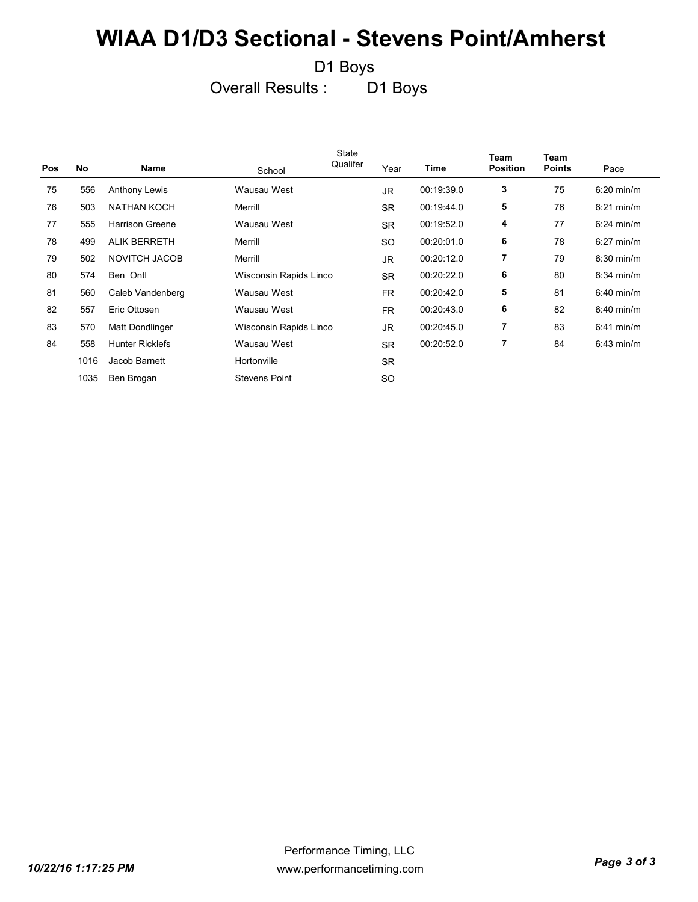# WIAA D1/D3 Sectional - Stevens Point/Amherst

D1 Boys

Overall Results : D1 Boys

| Pos | No | Name | School | State Qualifer | Year | Time | Team Position | Team Points | Pace |
|---|---|---|---|---|---|---|---|---|---|
| 75 | 556 | Anthony Lewis | Wausau West | | JR | 00:19:39.0 | **3** | 75 | 6:20 min/m |
| 76 | 503 | NATHAN KOCH | Merrill | | SR | 00:19:44.0 | **5** | 76 | 6:21 min/m |
| 77 | 555 | Harrison Greene | Wausau West | | SR | 00:19:52.0 | **4** | 77 | 6:24 min/m |
| 78 | 499 | ALIK BERRETH | Merrill | | SO | 00:20:01.0 | **6** | 78 | 6:27 min/m |
| 79 | 502 | NOVITCH JACOB | Merrill | | JR | 00:20:12.0 | **7** | 79 | 6:30 min/m |
| 80 | 574 | Ben Ontl | Wisconsin Rapids Linco | | SR | 00:20:22.0 | **6** | 80 | 6:34 min/m |
| 81 | 560 | Caleb Vandenberg | Wausau West | | FR | 00:20:42.0 | **5** | 81 | 6:40 min/m |
| 82 | 557 | Eric Ottosen | Wausau West | | FR | 00:20:43.0 | **6** | 82 | 6:40 min/m |
| 83 | 570 | Matt Dondlinger | Wisconsin Rapids Linco | | JR | 00:20:45.0 | **7** | 83 | 6:41 min/m |
| 84 | 558 | Hunter Ricklefs | Wausau West | | SR | 00:20:52.0 | **7** | 84 | 6:43 min/m |
| | 1016 | Jacob Barnett | Hortonville | | SR | | | | |
| | 1035 | Ben Brogan | Stevens Point | | SO | | | | |

Performance Timing, LLC
www.performancetiming.com

*10/22/16 1:17:25 PM*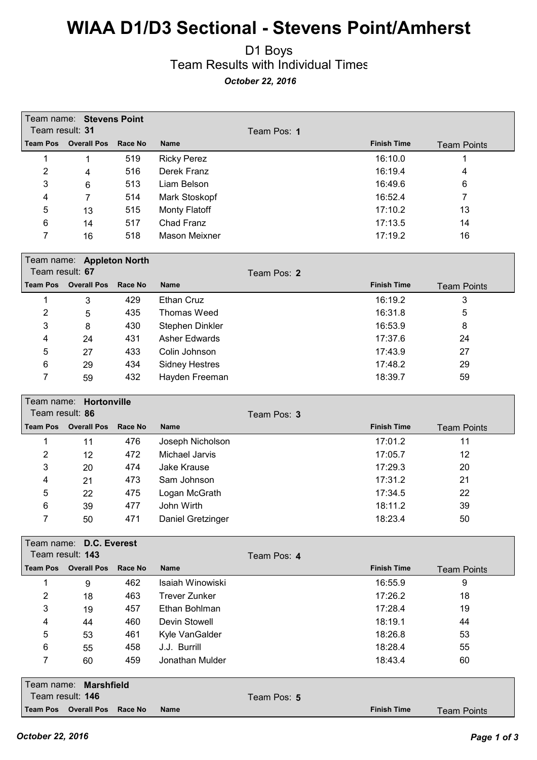# WIAA D1/D3 Sectional - Stevens Point/Amherst

## D1 Boys

### Team Results with Individual Times

***October 22, 2016***

Team name: **Stevens Point**
Team result: **31** Team Pos: **1**

| Team Pos | Overall Pos | Race No | Name | Finish Time | Team Points |
|---|---|---|---|---|---|
| 1 | 1 | 519 | Ricky Perez | 16:10.0 | 1 |
| 2 | 4 | 516 | Derek Franz | 16:19.4 | 4 |
| 3 | 6 | 513 | Liam Belson | 16:49.6 | 6 |
| 4 | 7 | 514 | Mark Stoskopf | 16:52.4 | 7 |
| 5 | 13 | 515 | Monty Flatoff | 17:10.2 | 13 |
| 6 | 14 | 517 | Chad Franz | 17:13.5 | 14 |
| 7 | 16 | 518 | Mason Meixner | 17:19.2 | 16 |

Team name: **Appleton North**
Team result: **67** Team Pos: **2**

| Team Pos | Overall Pos | Race No | Name | Finish Time | Team Points |
|---|---|---|---|---|---|
| 1 | 3 | 429 | Ethan Cruz | 16:19.2 | 3 |
| 2 | 5 | 435 | Thomas Weed | 16:31.8 | 5 |
| 3 | 8 | 430 | Stephen Dinkler | 16:53.9 | 8 |
| 4 | 24 | 431 | Asher Edwards | 17:37.6 | 24 |
| 5 | 27 | 433 | Colin Johnson | 17:43.9 | 27 |
| 6 | 29 | 434 | Sidney Hestres | 17:48.2 | 29 |
| 7 | 59 | 432 | Hayden Freeman | 18:39.7 | 59 |

Team name: **Hortonville**
Team result: **86** Team Pos: **3**

| Team Pos | Overall Pos | Race No | Name | Finish Time | Team Points |
|---|---|---|---|---|---|
| 1 | 11 | 476 | Joseph Nicholson | 17:01.2 | 11 |
| 2 | 12 | 472 | Michael Jarvis | 17:05.7 | 12 |
| 3 | 20 | 474 | Jake Krause | 17:29.3 | 20 |
| 4 | 21 | 473 | Sam Johnson | 17:31.2 | 21 |
| 5 | 22 | 475 | Logan McGrath | 17:34.5 | 22 |
| 6 | 39 | 477 | John Wirth | 18:11.2 | 39 |
| 7 | 50 | 471 | Daniel Gretzinger | 18:23.4 | 50 |

Team name: **D.C. Everest**
Team result: **143** Team Pos: **4**

| Team Pos | Overall Pos | Race No | Name | Finish Time | Team Points |
|---|---|---|---|---|---|
| 1 | 9 | 462 | Isaiah Winowiski | 16:55.9 | 9 |
| 2 | 18 | 463 | Trever Zunker | 17:26.2 | 18 |
| 3 | 19 | 457 | Ethan Bohlman | 17:28.4 | 19 |
| 4 | 44 | 460 | Devin Stowell | 18:19.1 | 44 |
| 5 | 53 | 461 | Kyle VanGalder | 18:26.8 | 53 |
| 6 | 55 | 458 | J.J. Burrill | 18:28.4 | 55 |
| 7 | 60 | 459 | Jonathan Mulder | 18:43.4 | 60 |

Team name: **Marshfield**
Team result: **146** Team Pos: **5**

| Team Pos | Overall Pos | Race No | Name | Finish Time | Team Points |
|---|---|---|---|---|---|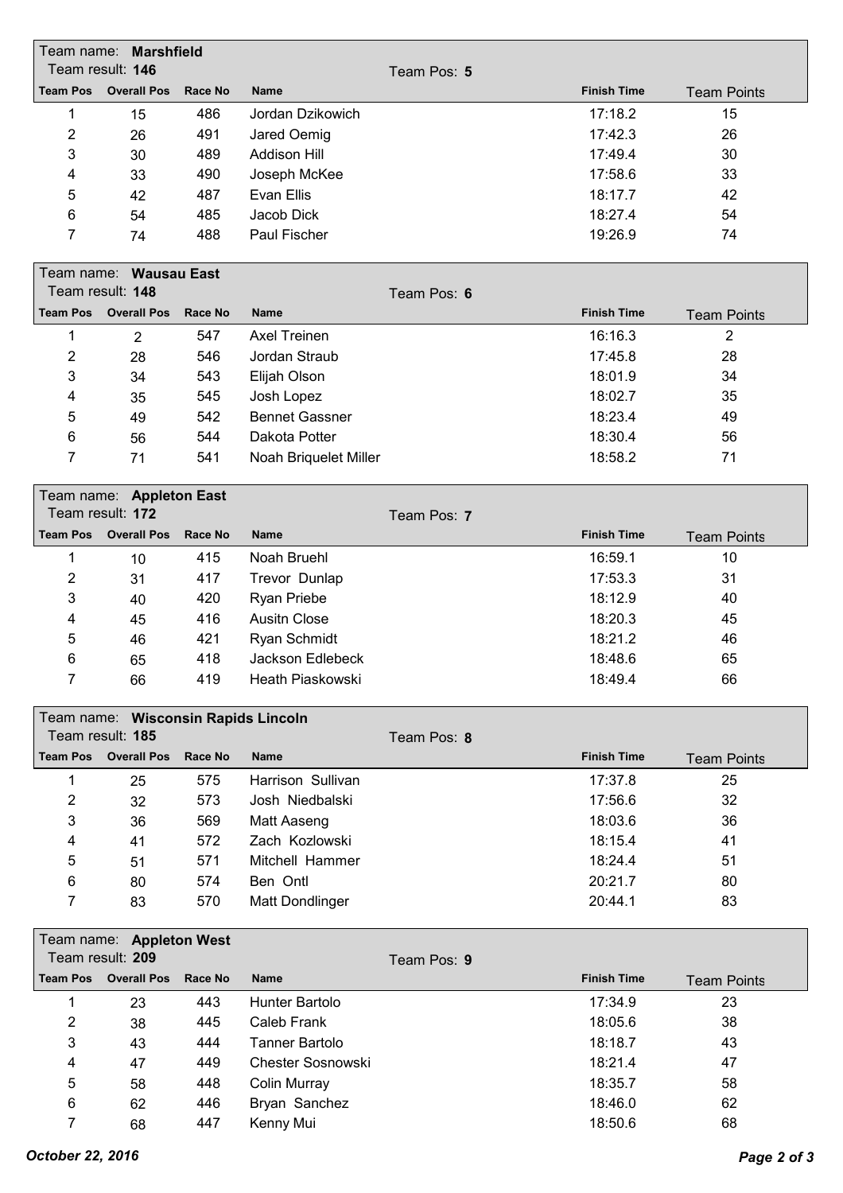Team name: **Marshfield**
Team result: **146**
Team Pos: **5**

| Team Pos | Overall Pos | Race No | Name | Finish Time | Team Points |
|---|---|---|---|---|---|
| 1 | 15 | 486 | Jordan Dzikowich | 17:18.2 | 15 |
| 2 | 26 | 491 | Jared Oemig | 17:42.3 | 26 |
| 3 | 30 | 489 | Addison Hill | 17:49.4 | 30 |
| 4 | 33 | 490 | Joseph McKee | 17:58.6 | 33 |
| 5 | 42 | 487 | Evan Ellis | 18:17.7 | 42 |
| 6 | 54 | 485 | Jacob Dick | 18:27.4 | 54 |
| 7 | 74 | 488 | Paul Fischer | 19:26.9 | 74 |

Team name: **Wausau East**
Team result: **148**
Team Pos: **6**

| Team Pos | Overall Pos | Race No | Name | Finish Time | Team Points |
|---|---|---|---|---|---|
| 1 | 2 | 547 | Axel Treinen | 16:16.3 | 2 |
| 2 | 28 | 546 | Jordan Straub | 17:45.8 | 28 |
| 3 | 34 | 543 | Elijah Olson | 18:01.9 | 34 |
| 4 | 35 | 545 | Josh Lopez | 18:02.7 | 35 |
| 5 | 49 | 542 | Bennet Gassner | 18:23.4 | 49 |
| 6 | 56 | 544 | Dakota Potter | 18:30.4 | 56 |
| 7 | 71 | 541 | Noah Briquelet Miller | 18:58.2 | 71 |

Team name: **Appleton East**
Team result: **172**
Team Pos: **7**

| Team Pos | Overall Pos | Race No | Name | Finish Time | Team Points |
|---|---|---|---|---|---|
| 1 | 10 | 415 | Noah Bruehl | 16:59.1 | 10 |
| 2 | 31 | 417 | Trevor Dunlap | 17:53.3 | 31 |
| 3 | 40 | 420 | Ryan Priebe | 18:12.9 | 40 |
| 4 | 45 | 416 | Ausitn Close | 18:20.3 | 45 |
| 5 | 46 | 421 | Ryan Schmidt | 18:21.2 | 46 |
| 6 | 65 | 418 | Jackson Edlebeck | 18:48.6 | 65 |
| 7 | 66 | 419 | Heath Piaskowski | 18:49.4 | 66 |

Team name: **Wisconsin Rapids Lincoln**
Team result: **185**
Team Pos: **8**

| Team Pos | Overall Pos | Race No | Name | Finish Time | Team Points |
|---|---|---|---|---|---|
| 1 | 25 | 575 | Harrison Sullivan | 17:37.8 | 25 |
| 2 | 32 | 573 | Josh Niedbalski | 17:56.6 | 32 |
| 3 | 36 | 569 | Matt Aaseng | 18:03.6 | 36 |
| 4 | 41 | 572 | Zach Kozlowski | 18:15.4 | 41 |
| 5 | 51 | 571 | Mitchell Hammer | 18:24.4 | 51 |
| 6 | 80 | 574 | Ben Ontl | 20:21.7 | 80 |
| 7 | 83 | 570 | Matt Dondlinger | 20:44.1 | 83 |

Team name: **Appleton West**
Team result: **209**
Team Pos: **9**

| Team Pos | Overall Pos | Race No | Name | Finish Time | Team Points |
|---|---|---|---|---|---|
| 1 | 23 | 443 | Hunter Bartolo | 17:34.9 | 23 |
| 2 | 38 | 445 | Caleb Frank | 18:05.6 | 38 |
| 3 | 43 | 444 | Tanner Bartolo | 18:18.7 | 43 |
| 4 | 47 | 449 | Chester Sosnowski | 18:21.4 | 47 |
| 5 | 58 | 448 | Colin Murray | 18:35.7 | 58 |
| 6 | 62 | 446 | Bryan Sanchez | 18:46.0 | 62 |
| 7 | 68 | 447 | Kenny Mui | 18:50.6 | 68 |

*October 22, 2016*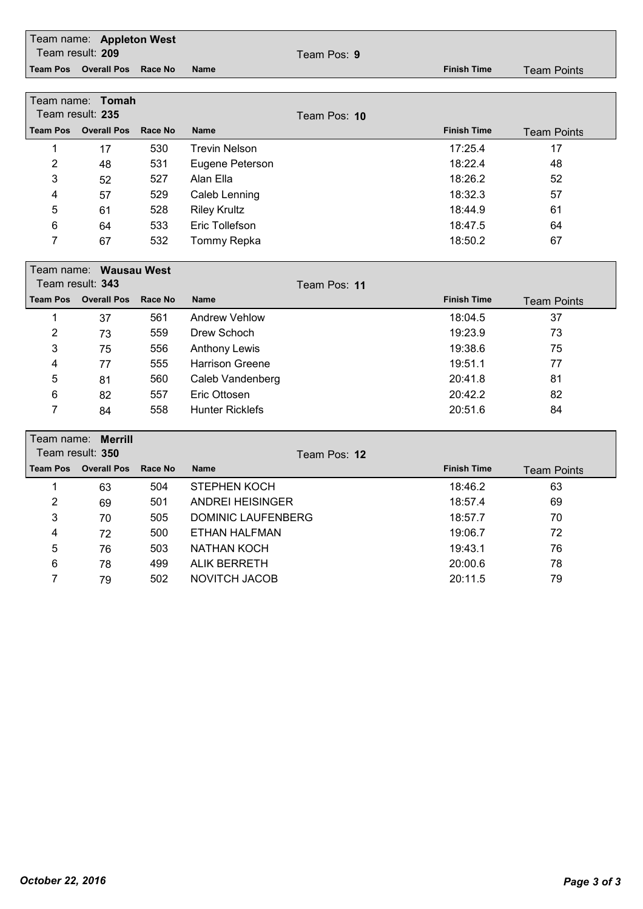Team name: **Appleton West**
Team result: **209**
Team Pos: **9**

| Team Pos | Overall Pos | Race No | Name | Finish Time | Team Points |
|---|---|---|---|---|---|

Team name: **Tomah**
Team result: **235**
Team Pos: **10**

| Team Pos | Overall Pos | Race No | Name | Finish Time | Team Points |
|---|---|---|---|---|---|
| 1 | 17 | 530 | Trevin Nelson | 17:25.4 | 17 |
| 2 | 48 | 531 | Eugene Peterson | 18:22.4 | 48 |
| 3 | 52 | 527 | Alan Ella | 18:26.2 | 52 |
| 4 | 57 | 529 | Caleb Lenning | 18:32.3 | 57 |
| 5 | 61 | 528 | Riley Krultz | 18:44.9 | 61 |
| 6 | 64 | 533 | Eric Tollefson | 18:47.5 | 64 |
| 7 | 67 | 532 | Tommy Repka | 18:50.2 | 67 |

Team name: **Wausau West**
Team result: **343**
Team Pos: **11**

| Team Pos | Overall Pos | Race No | Name | Finish Time | Team Points |
|---|---|---|---|---|---|
| 1 | 37 | 561 | Andrew Vehlow | 18:04.5 | 37 |
| 2 | 73 | 559 | Drew Schoch | 19:23.9 | 73 |
| 3 | 75 | 556 | Anthony Lewis | 19:38.6 | 75 |
| 4 | 77 | 555 | Harrison Greene | 19:51.1 | 77 |
| 5 | 81 | 560 | Caleb Vandenberg | 20:41.8 | 81 |
| 6 | 82 | 557 | Eric Ottosen | 20:42.2 | 82 |
| 7 | 84 | 558 | Hunter Ricklefs | 20:51.6 | 84 |

Team name: **Merrill**
Team result: **350**
Team Pos: **12**

| Team Pos | Overall Pos | Race No | Name | Finish Time | Team Points |
|---|---|---|---|---|---|
| 1 | 63 | 504 | STEPHEN KOCH | 18:46.2 | 63 |
| 2 | 69 | 501 | ANDREI HEISINGER | 18:57.4 | 69 |
| 3 | 70 | 505 | DOMINIC LAUFENBERG | 18:57.7 | 70 |
| 4 | 72 | 500 | ETHAN HALFMAN | 19:06.7 | 72 |
| 5 | 76 | 503 | NATHAN KOCH | 19:43.1 | 76 |
| 6 | 78 | 499 | ALIK BERRETH | 20:00.6 | 78 |
| 7 | 79 | 502 | NOVITCH JACOB | 20:11.5 | 79 |

*October 22, 2016*